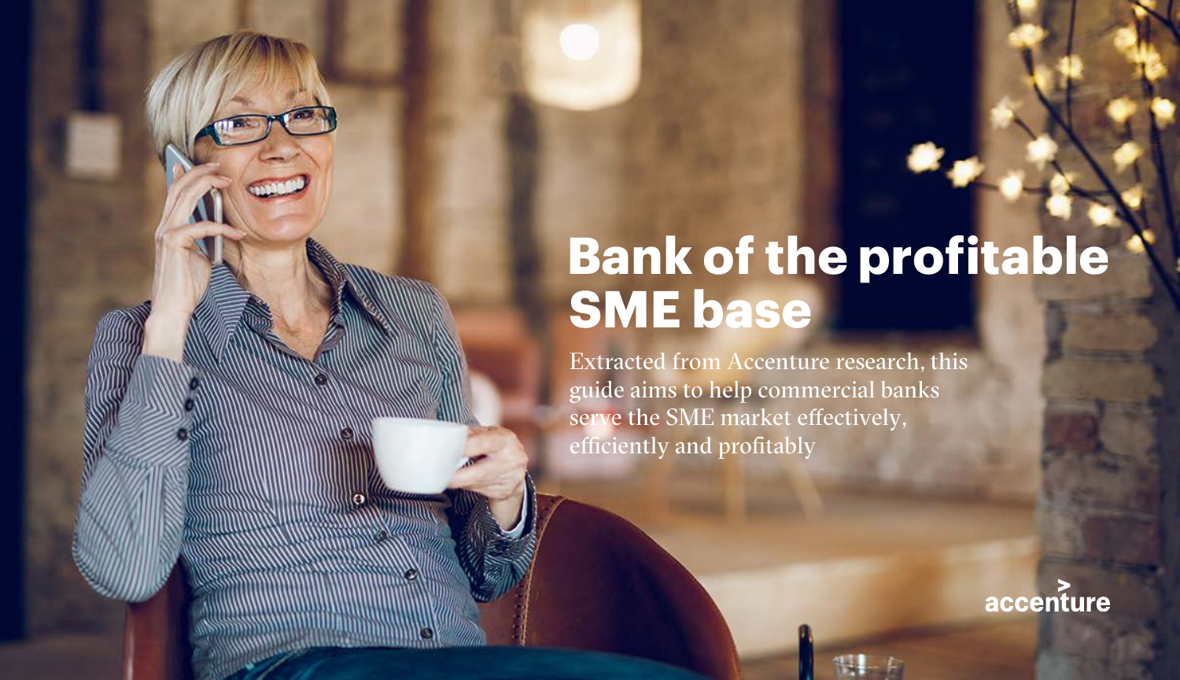# Bank of the profitable SME base

Extracted from Accenture research, this guide aims to help commercial banks serve the SME market effectively, efficiently and profitably

accenture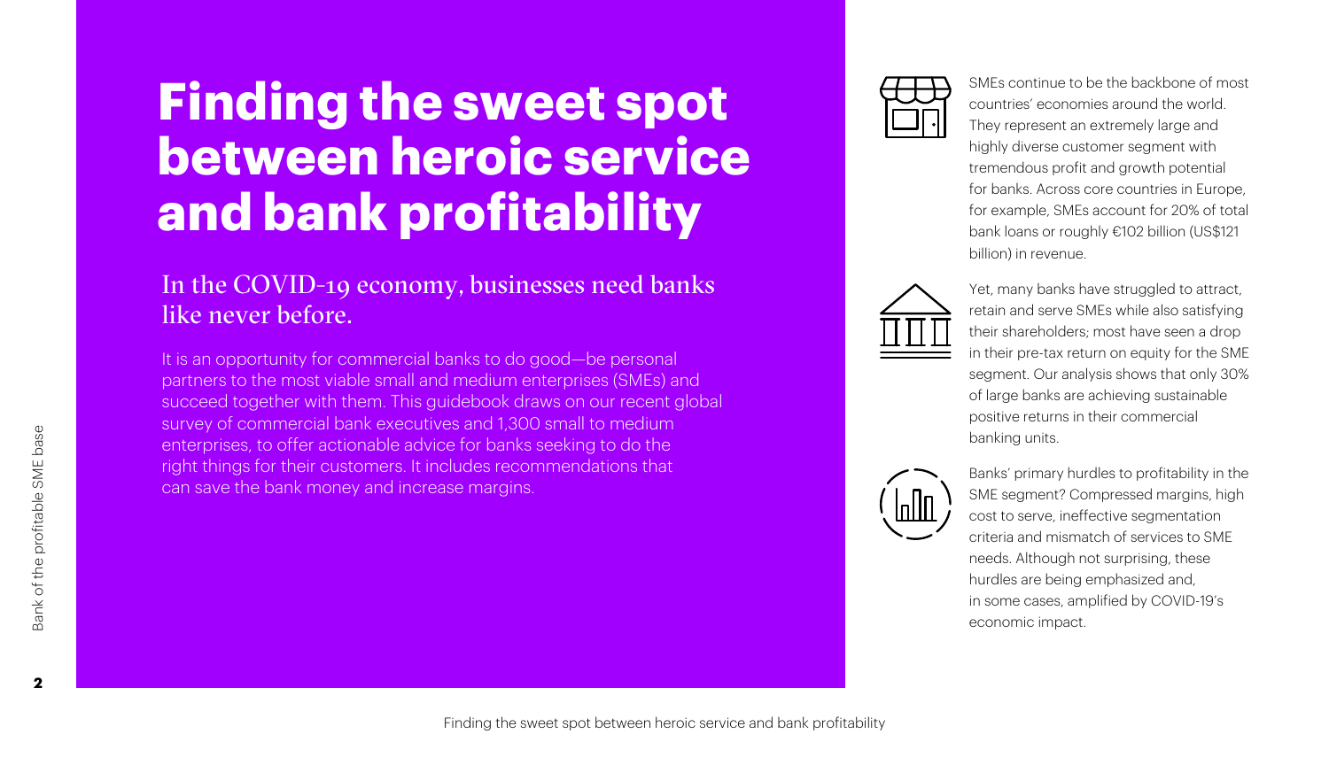# Finding the sweet spot between heroic service and bank profitability

## In the COVID-19 economy, businesses need banks like never before.

It is an opportunity for commercial banks to do good—be personal partners to the most viable small and medium enterprises (SMEs) and succeed together with them. This guidebook draws on our recent global survey of commercial bank executives and 1,300 small to medium enterprises, to offer actionable advice for banks seeking to do the right things for their customers. It includes recommendations that can save the bank money and increase margins.

SMEs continue to be the backbone of most countries' economies around the world. They represent an extremely large and highly diverse customer segment with tremendous profit and growth potential for banks. Across core countries in Europe, for example, SMEs account for 20% of total bank loans or roughly €102 billion (US$121 billion) in revenue.

Yet, many banks have struggled to attract, retain and serve SMEs while also satisfying their shareholders; most have seen a drop in their pre-tax return on equity for the SME segment. Our analysis shows that only 30% of large banks are achieving sustainable positive returns in their commercial banking units.

Banks' primary hurdles to profitability in the SME segment? Compressed margins, high cost to serve, ineffective segmentation criteria and mismatch of services to SME needs. Although not surprising, these hurdles are being emphasized and, in some cases, amplified by COVID-19's economic impact.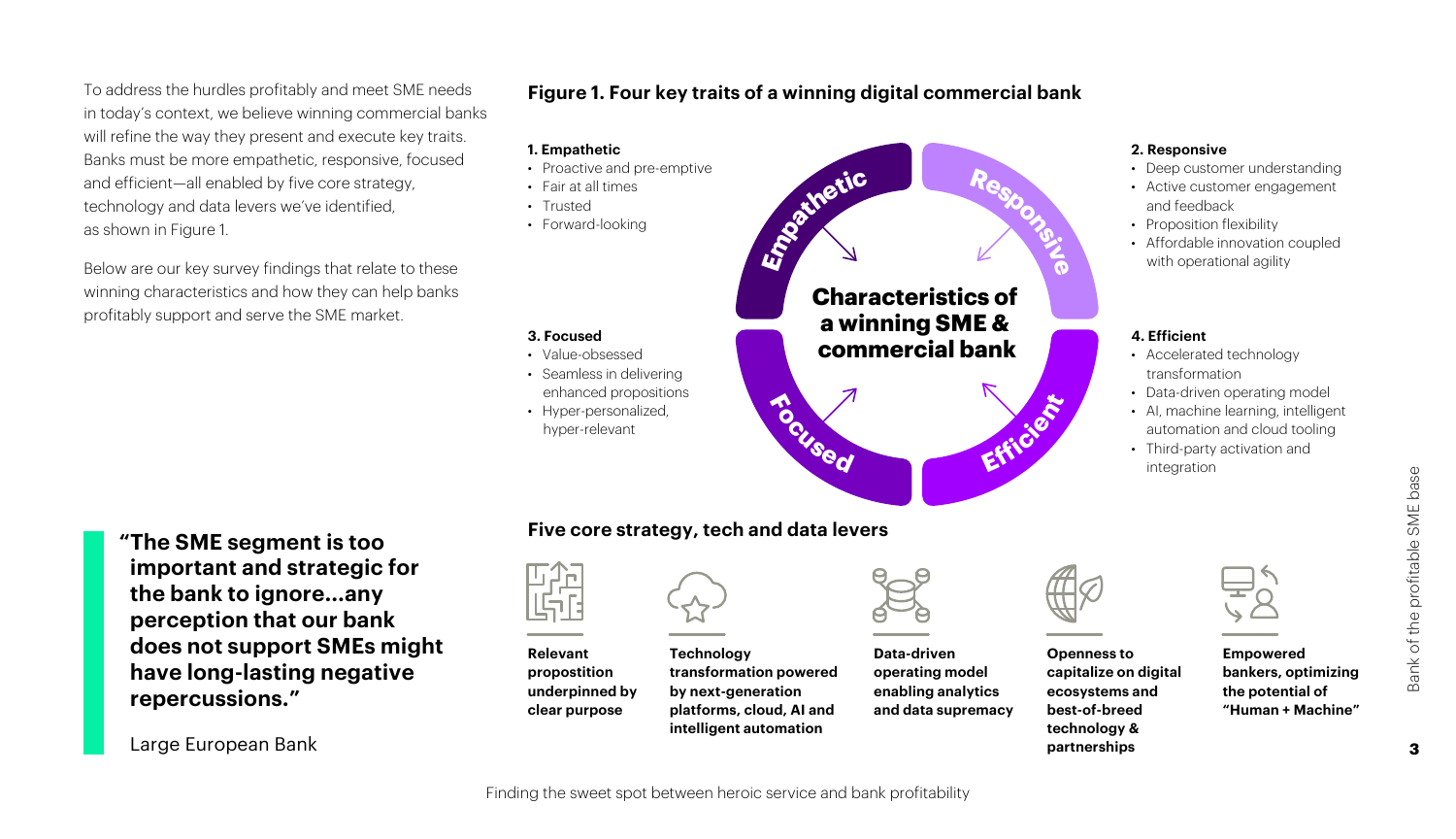To address the hurdles profitably and meet SME needs in today's context, we believe winning commercial banks will refine the way they present and execute key traits. Banks must be more empathetic, responsive, focused and efficient—all enabled by five core strategy, technology and data levers we've identified, as shown in Figure 1.

Below are our key survey findings that relate to these winning characteristics and how they can help banks profitably support and serve the SME market.

> **"The SME segment is too important and strategic for the bank to ignore...any perception that our bank does not support SMEs might have long-lasting negative repercussions."**
>
> Large European Bank

## Figure 1. Four key traits of a winning digital commercial bank

**Characteristics of a winning SME & commercial bank**

**1. Empathetic**
- Proactive and pre-emptive
- Fair at all times
- Trusted
- Forward-looking

**2. Responsive**
- Deep customer understanding
- Active customer engagement and feedback
- Proposition flexibility
- Affordable innovation coupled with operational agility

**3. Focused**
- Value-obsessed
- Seamless in delivering enhanced propositions
- Hyper-personalized, hyper-relevant

**4. Efficient**
- Accelerated technology transformation
- Data-driven operating model
- AI, machine learning, intelligent automation and cloud tooling
- Third-party activation and integration

### Five core strategy, tech and data levers

- **Relevant propostition underpinned by clear purpose**
- **Technology transformation powered by next-generation platforms, cloud, AI and intelligent automation**
- **Data-driven operating model enabling analytics and data supremacy**
- **Openness to capitalize on digital ecosystems and best-of-breed technology & partnerships**
- **Empowered bankers, optimizing the potential of "Human + Machine"**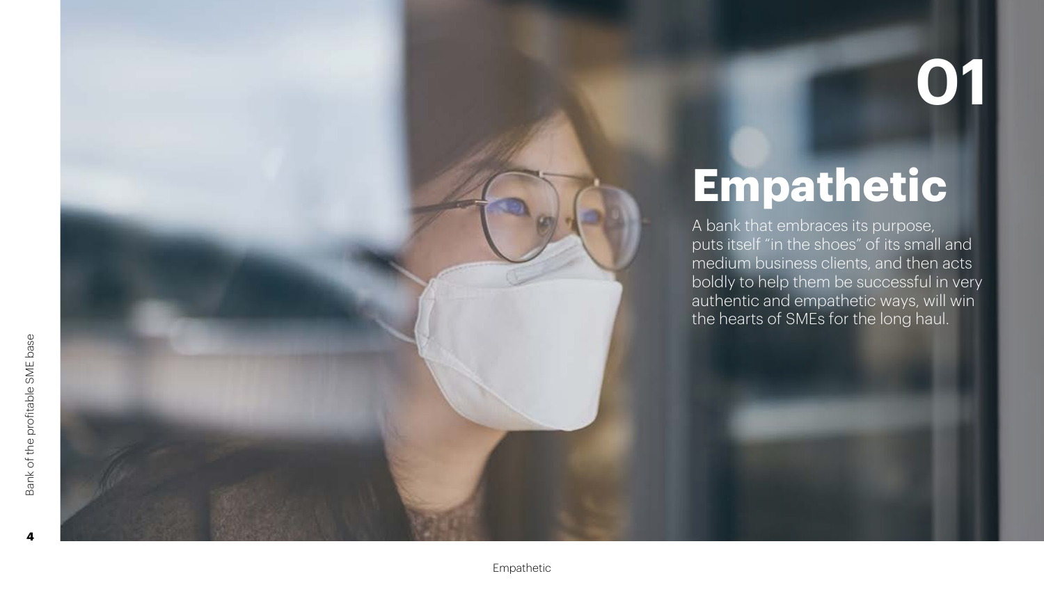# 01

# Empathetic

A bank that embraces its purpose, puts itself "in the shoes" of its small and medium business clients, and then acts boldly to help them be successful in very authentic and empathetic ways, will win the hearts of SMEs for the long haul.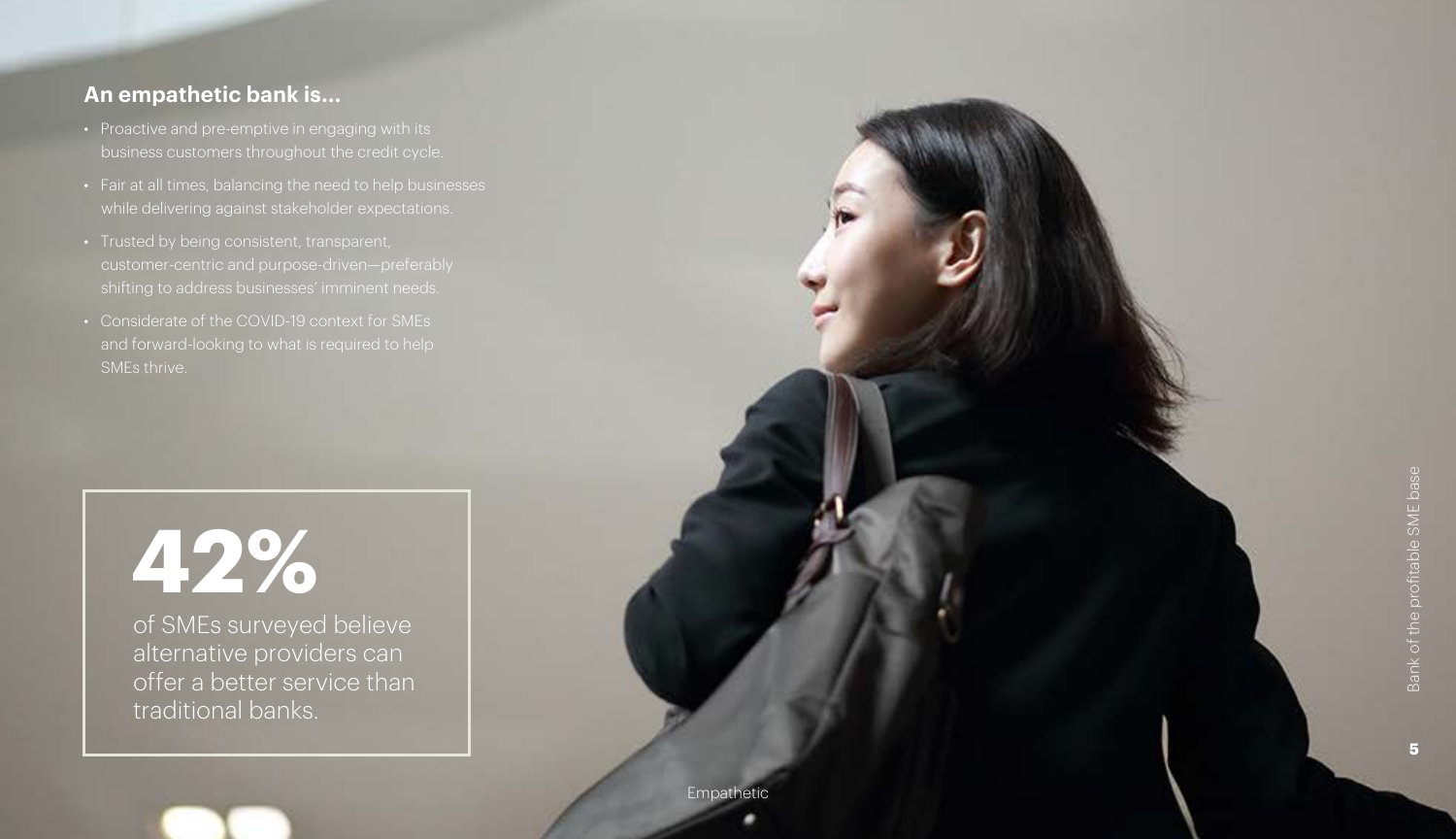## An empathetic bank is...

- Proactive and pre-emptive in engaging with its business customers throughout the credit cycle.
- Fair at all times, balancing the need to help businesses while delivering against stakeholder expectations.
- Trusted by being consistent, transparent, customer-centric and purpose-driven—preferably shifting to address businesses' imminent needs.
- Considerate of the COVID-19 context for SMEs and forward-looking to what is required to help SMEs thrive.

**42%**

of SMEs surveyed believe alternative providers can offer a better service than traditional banks.

Empathetic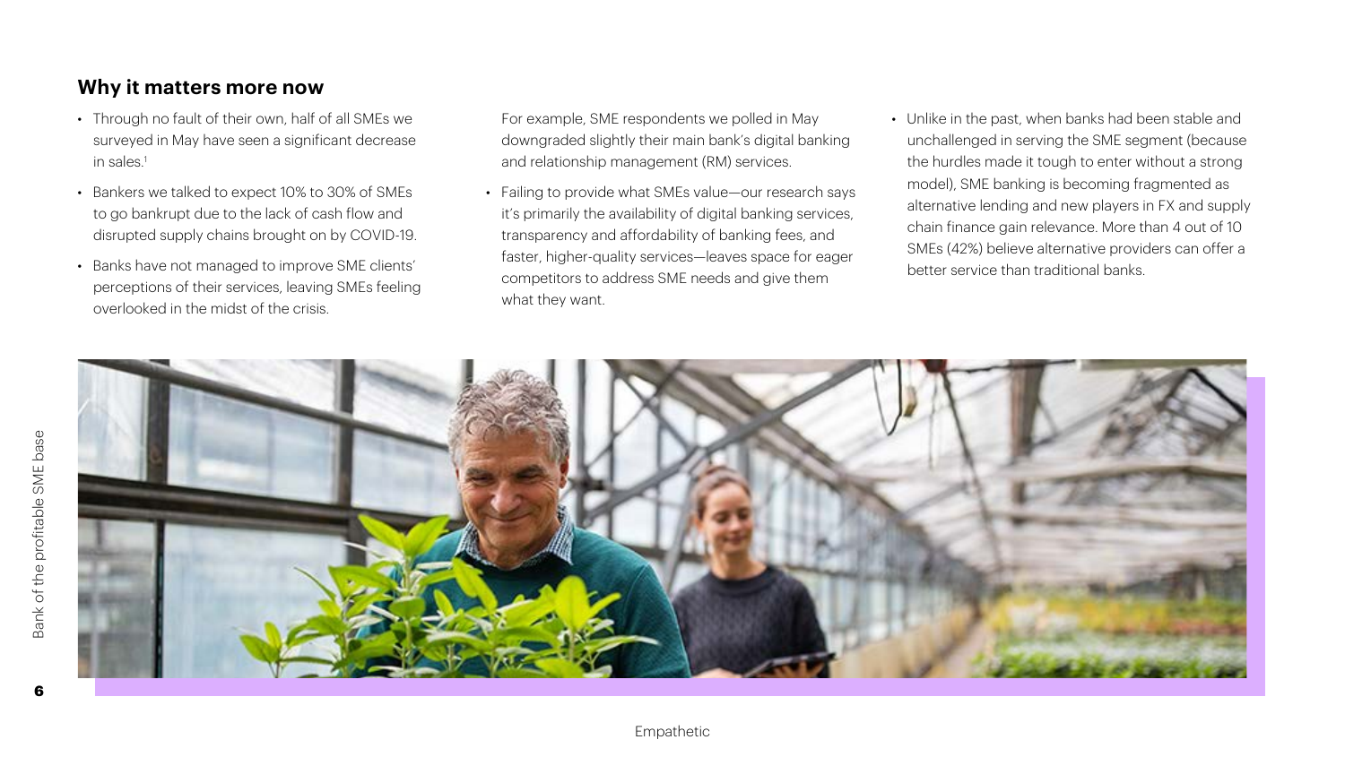## Why it matters more now

- Through no fault of their own, half of all SMEs we surveyed in May have seen a significant decrease in sales.[1]
- Bankers we talked to expect 10% to 30% of SMEs to go bankrupt due to the lack of cash flow and disrupted supply chains brought on by COVID-19.
- Banks have not managed to improve SME clients' perceptions of their services, leaving SMEs feeling overlooked in the midst of the crisis.

  For example, SME respondents we polled in May downgraded slightly their main bank's digital banking and relationship management (RM) services.

- Failing to provide what SMEs value—our research says it's primarily the availability of digital banking services, transparency and affordability of banking fees, and faster, higher-quality services—leaves space for eager competitors to address SME needs and give them what they want.
- Unlike in the past, when banks had been stable and unchallenged in serving the SME segment (because the hurdles made it tough to enter without a strong model), SME banking is becoming fragmented as alternative lending and new players in FX and supply chain finance gain relevance. More than 4 out of 10 SMEs (42%) believe alternative providers can offer a better service than traditional banks.

Empathetic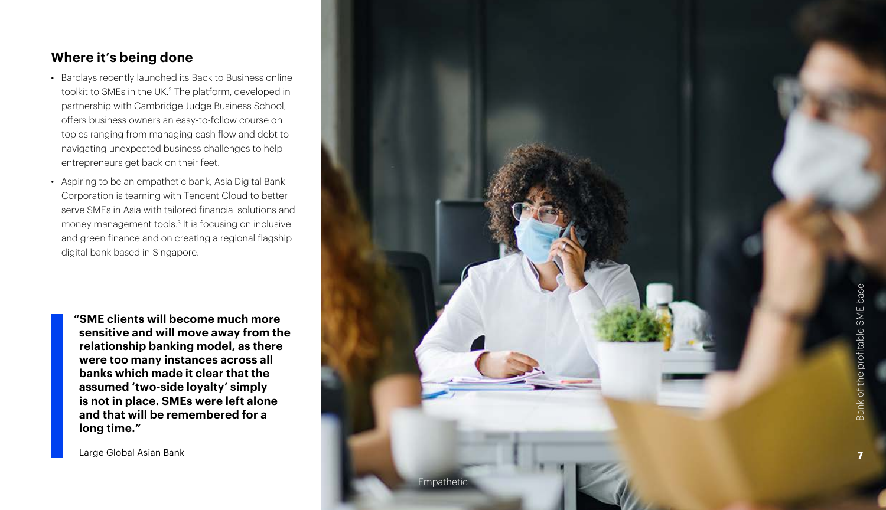## Where it's being done

- Barclays recently launched its Back to Business online toolkit to SMEs in the UK.[2] The platform, developed in partnership with Cambridge Judge Business School, offers business owners an easy-to-follow course on topics ranging from managing cash flow and debt to navigating unexpected business challenges to help entrepreneurs get back on their feet.
- Aspiring to be an empathetic bank, Asia Digital Bank Corporation is teaming with Tencent Cloud to better serve SMEs in Asia with tailored financial solutions and money management tools.[3] It is focusing on inclusive and green finance and on creating a regional flagship digital bank based in Singapore.

> **"SME clients will become much more sensitive and will move away from the relationship banking model, as there were too many instances across all banks which made it clear that the assumed 'two-side loyalty' simply is not in place. SMEs were left alone and that will be remembered for a long time."**
>
> Large Global Asian Bank

Empathetic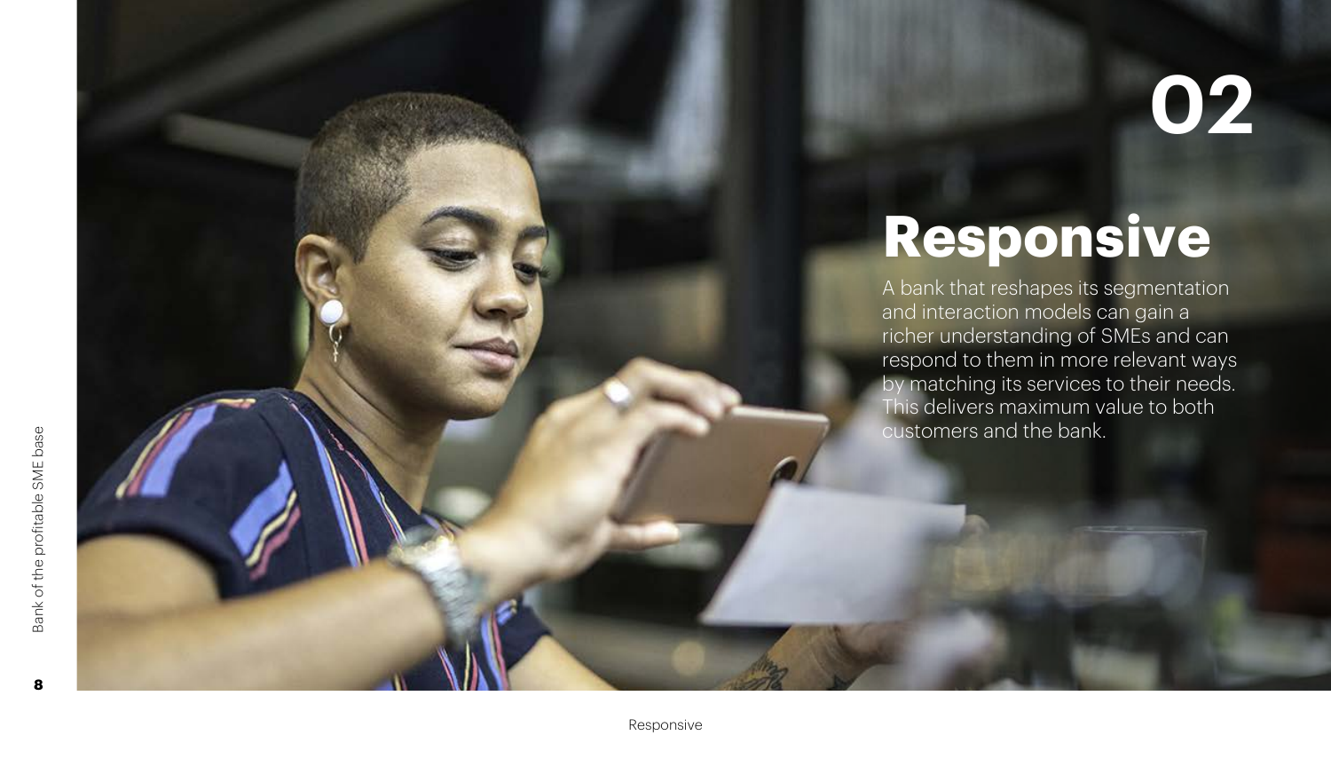02

# Responsive

A bank that reshapes its segmentation and interaction models can gain a richer understanding of SMEs and can respond to them in more relevant ways by matching its services to their needs. This delivers maximum value to both customers and the bank.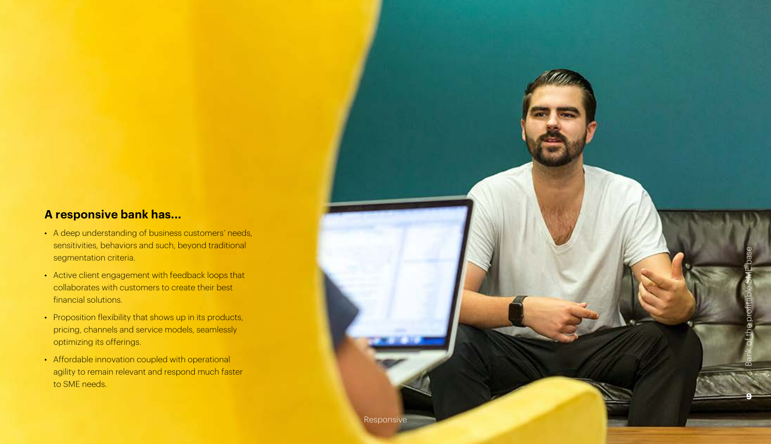## A responsive bank has...

- A deep understanding of business customers' needs, sensitivities, behaviors and such, beyond traditional segmentation criteria.
- Active client engagement with feedback loops that collaborates with customers to create their best financial solutions.
- Proposition flexibility that shows up in its products, pricing, channels and service models, seamlessly optimizing its offerings.
- Affordable innovation coupled with operational agility to remain relevant and respond much faster to SME needs.

Responsive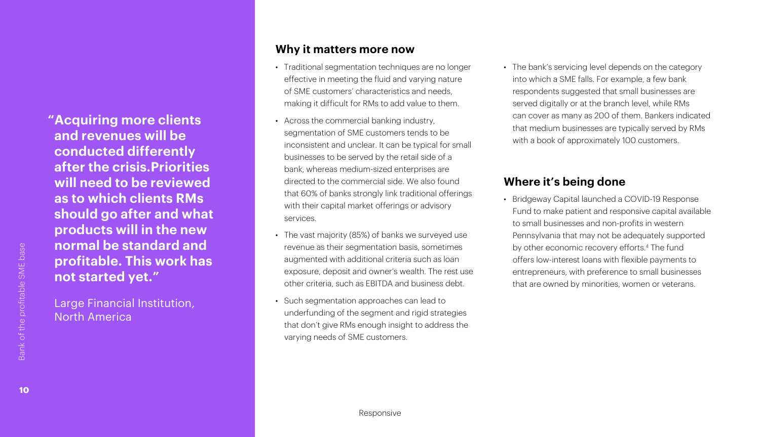> **"Acquiring more clients and revenues will be conducted differently after the crisis.Priorities will need to be reviewed as to which clients RMs should go after and what products will in the new normal be standard and profitable. This work has not started yet."**
>
> Large Financial Institution, North America

## Why it matters more now

- Traditional segmentation techniques are no longer effective in meeting the fluid and varying nature of SME customers' characteristics and needs, making it difficult for RMs to add value to them.
- Across the commercial banking industry, segmentation of SME customers tends to be inconsistent and unclear. It can be typical for small businesses to be served by the retail side of a bank, whereas medium-sized enterprises are directed to the commercial side. We also found that 60% of banks strongly link traditional offerings with their capital market offerings or advisory services.
- The vast majority (85%) of banks we surveyed use revenue as their segmentation basis, sometimes augmented with additional criteria such as loan exposure, deposit and owner's wealth. The rest use other criteria, such as EBITDA and business debt.
- Such segmentation approaches can lead to underfunding of the segment and rigid strategies that don't give RMs enough insight to address the varying needs of SME customers.
- The bank's servicing level depends on the category into which a SME falls. For example, a few bank respondents suggested that small businesses are served digitally or at the branch level, while RMs can cover as many as 200 of them. Bankers indicated that medium businesses are typically served by RMs with a book of approximately 100 customers.

## Where it's being done

- Bridgeway Capital launched a COVID-19 Response Fund to make patient and responsive capital available to small businesses and non-profits in western Pennsylvania that may not be adequately supported by other economic recovery efforts.[4] The fund offers low-interest loans with flexible payments to entrepreneurs, with preference to small businesses that are owned by minorities, women or veterans.

Responsive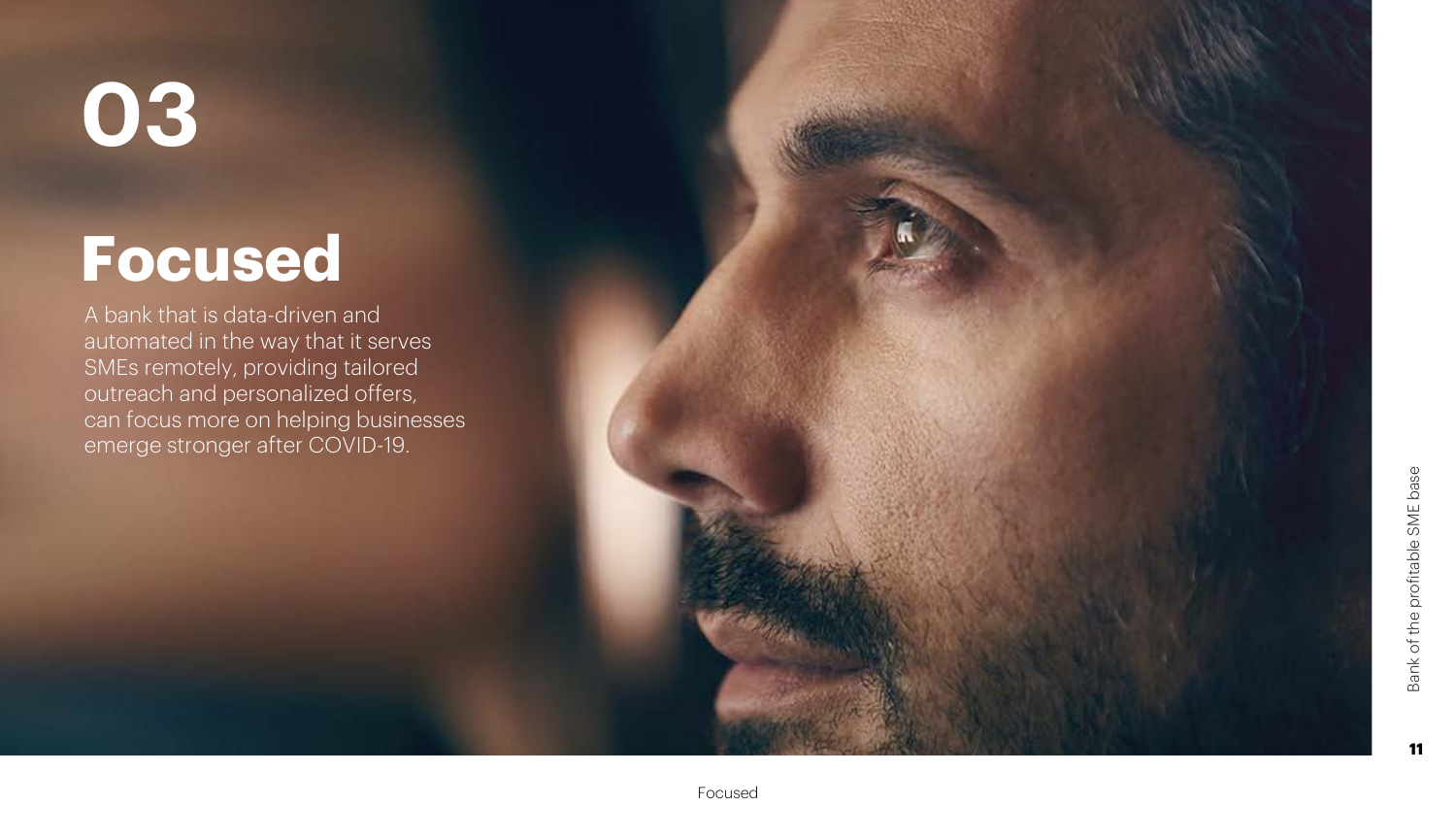# 03

# Focused

A bank that is data-driven and automated in the way that it serves SMEs remotely, providing tailored outreach and personalized offers, can focus more on helping businesses emerge stronger after COVID-19.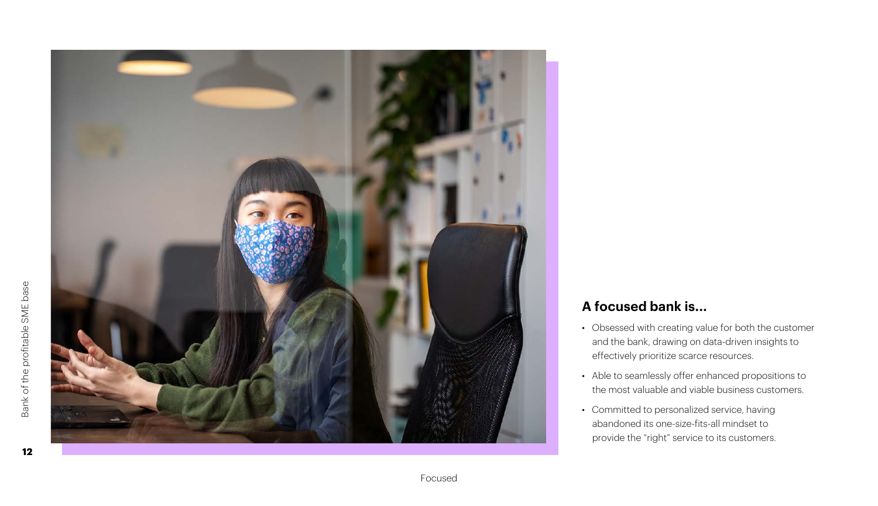## A focused bank is...

- Obsessed with creating value for both the customer and the bank, drawing on data-driven insights to effectively prioritize scarce resources.
- Able to seamlessly offer enhanced propositions to the most valuable and viable business customers.
- Committed to personalized service, having abandoned its one-size-fits-all mindset to provide the "right" service to its customers.

Focused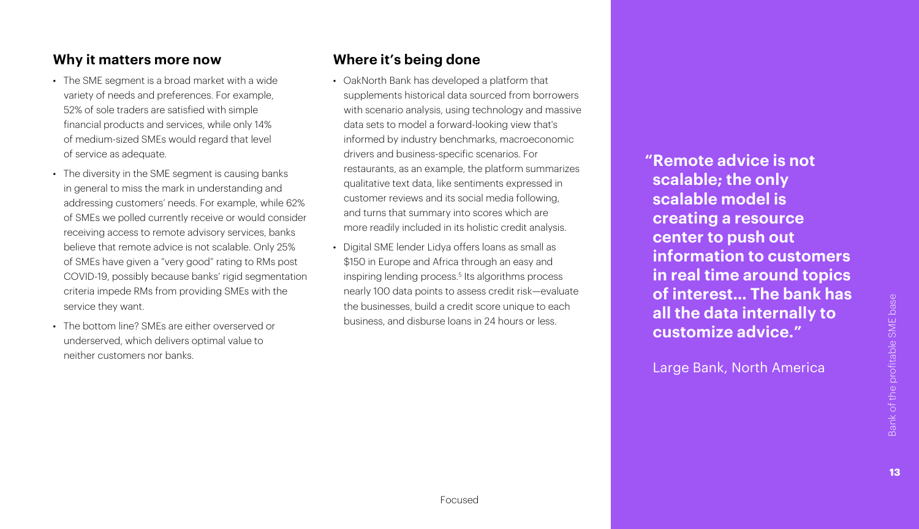## Why it matters more now

- The SME segment is a broad market with a wide variety of needs and preferences. For example, 52% of sole traders are satisfied with simple financial products and services, while only 14% of medium-sized SMEs would regard that level of service as adequate.
- The diversity in the SME segment is causing banks in general to miss the mark in understanding and addressing customers' needs. For example, while 62% of SMEs we polled currently receive or would consider receiving access to remote advisory services, banks believe that remote advice is not scalable. Only 25% of SMEs have given a "very good" rating to RMs post COVID-19, possibly because banks' rigid segmentation criteria impede RMs from providing SMEs with the service they want.
- The bottom line? SMEs are either overserved or underserved, which delivers optimal value to neither customers nor banks.

## Where it's being done

- OakNorth Bank has developed a platform that supplements historical data sourced from borrowers with scenario analysis, using technology and massive data sets to model a forward-looking view that's informed by industry benchmarks, macroeconomic drivers and business-specific scenarios. For restaurants, as an example, the platform summarizes qualitative text data, like sentiments expressed in customer reviews and its social media following, and turns that summary into scores which are more readily included in its holistic credit analysis.
- Digital SME lender Lidya offers loans as small as $150 in Europe and Africa through an easy and inspiring lending process.[5] Its algorithms process nearly 100 data points to assess credit risk—evaluate the businesses, build a credit score unique to each business, and disburse loans in 24 hours or less.

**"Remote advice is not scalable; the only scalable model is creating a resource center to push out information to customers in real time around topics of interest... The bank has all the data internally to customize advice."**

Large Bank, North America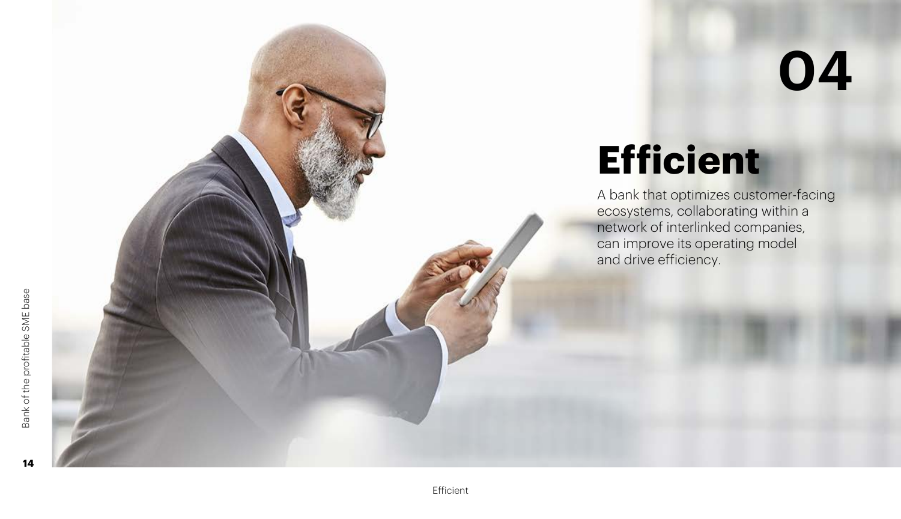# 04

## Efficient

A bank that optimizes customer-facing ecosystems, collaborating within a network of interlinked companies, can improve its operating model and drive efficiency.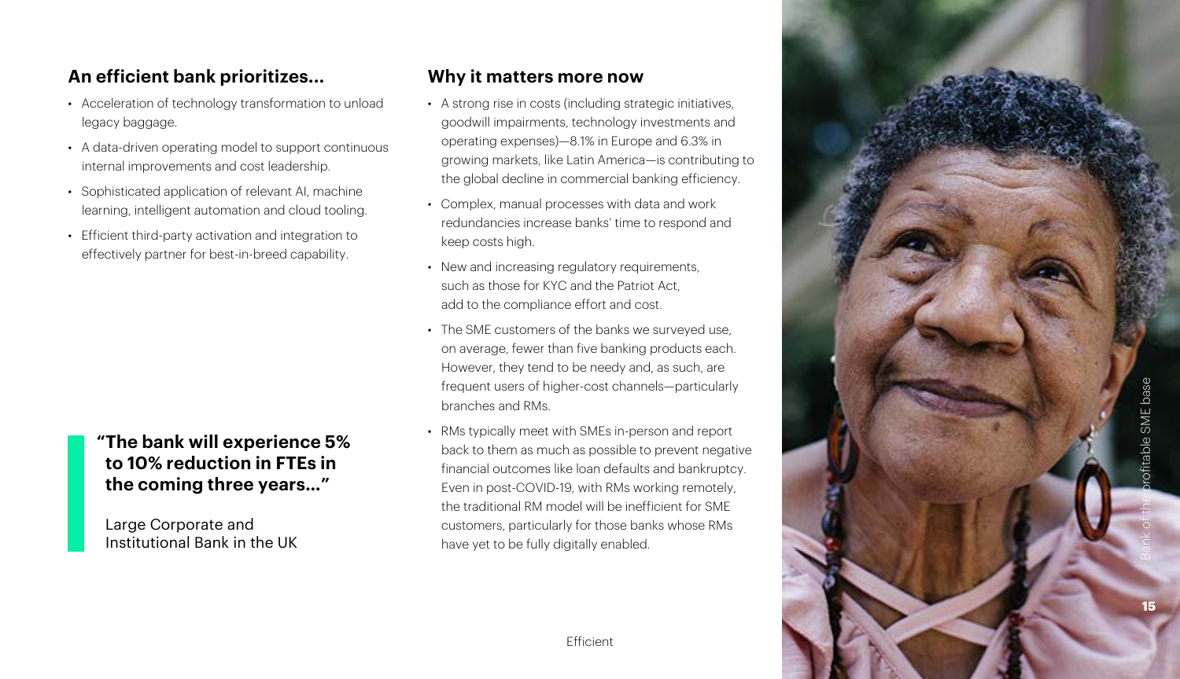## An efficient bank prioritizes...

- Acceleration of technology transformation to unload legacy baggage.
- A data-driven operating model to support continuous internal improvements and cost leadership.
- Sophisticated application of relevant AI, machine learning, intelligent automation and cloud tooling.
- Efficient third-party activation and integration to effectively partner for best-in-breed capability.

> **"The bank will experience 5% to 10% reduction in FTEs in the coming three years..."**
>
> Large Corporate and Institutional Bank in the UK

## Why it matters more now

- A strong rise in costs (including strategic initiatives, goodwill impairments, technology investments and operating expenses)—8.1% in Europe and 6.3% in growing markets, like Latin America—is contributing to the global decline in commercial banking efficiency.
- Complex, manual processes with data and work redundancies increase banks' time to respond and keep costs high.
- New and increasing regulatory requirements, such as those for KYC and the Patriot Act, add to the compliance effort and cost.
- The SME customers of the banks we surveyed use, on average, fewer than five banking products each. However, they tend to be needy and, as such, are frequent users of higher-cost channels—particularly branches and RMs.
- RMs typically meet with SMEs in-person and report back to them as much as possible to prevent negative financial outcomes like loan defaults and bankruptcy. Even in post-COVID-19, with RMs working remotely, the traditional RM model will be inefficient for SME customers, particularly for those banks whose RMs have yet to be fully digitally enabled.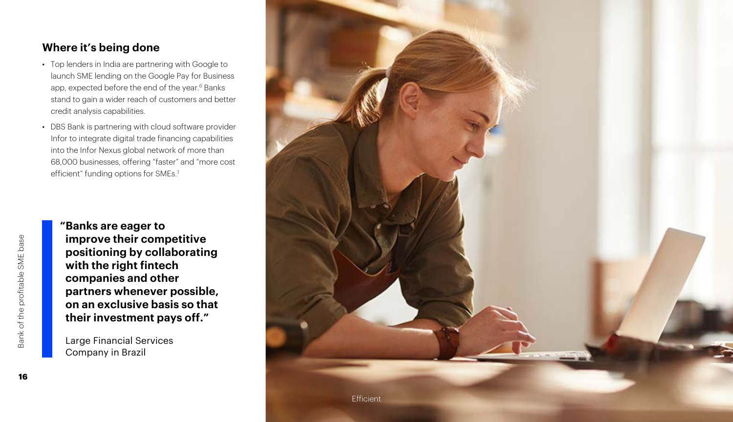## Where it's being done

- Top lenders in India are partnering with Google to launch SME lending on the Google Pay for Business app, expected before the end of the year.[6] Banks stand to gain a wider reach of customers and better credit analysis capabilities.
- DBS Bank is partnering with cloud software provider Infor to integrate digital trade financing capabilities into the Infor Nexus global network of more than 68,000 businesses, offering "faster" and "more cost efficient" funding options for SMEs.[7]

> **"Banks are eager to improve their competitive positioning by collaborating with the right fintech companies and other partners whenever possible, on an exclusive basis so that their investment pays off."**
>
> Large Financial Services Company in Brazil

Efficient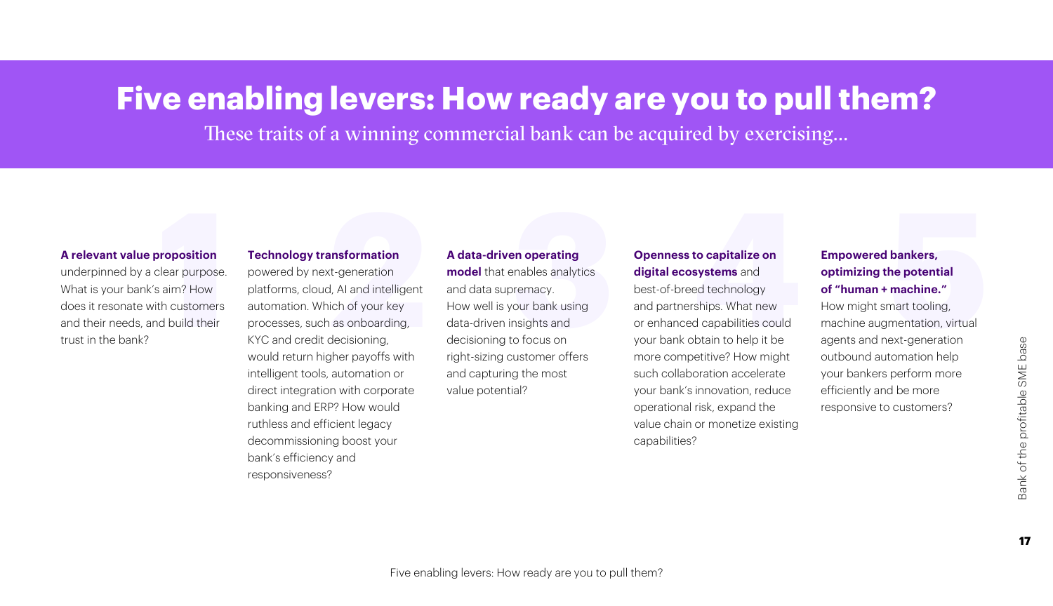# Five enabling levers: How ready are you to pull them?

These traits of a winning commercial bank can be acquired by exercising...

1. **A relevant value proposition** underpinned by a clear purpose. What is your bank's aim? How does it resonate with customers and their needs, and build their trust in the bank?

2. **Technology transformation** powered by next-generation platforms, cloud, AI and intelligent automation. Which of your key processes, such as onboarding, KYC and credit decisioning, would return higher payoffs with intelligent tools, automation or direct integration with corporate banking and ERP? How would ruthless and efficient legacy decommissioning boost your bank's efficiency and responsiveness?

3. **A data-driven operating model** that enables analytics and data supremacy. How well is your bank using data-driven insights and decisioning to focus on right-sizing customer offers and capturing the most value potential?

4. **Openness to capitalize on digital ecosystems** and best-of-breed technology and partnerships. What new or enhanced capabilities could your bank obtain to help it be more competitive? How might such collaboration accelerate your bank's innovation, reduce operational risk, expand the value chain or monetize existing capabilities?

5. **Empowered bankers, optimizing the potential of "human + machine."** How might smart tooling, machine augmentation, virtual agents and next-generation outbound automation help your bankers perform more efficiently and be more responsive to customers?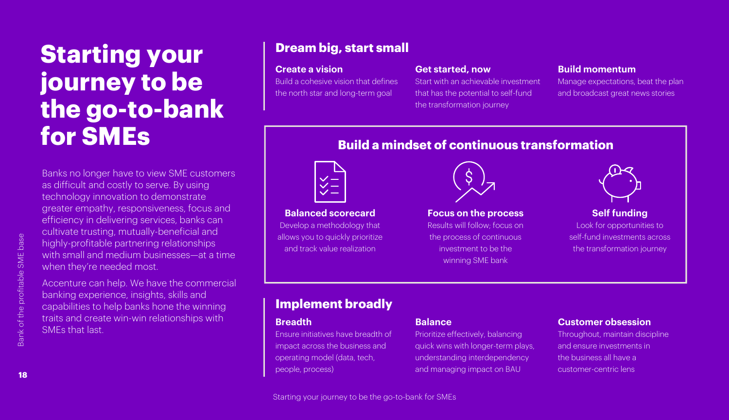# Starting your journey to be the go-to-bank for SMEs

Banks no longer have to view SME customers as difficult and costly to serve. By using technology innovation to demonstrate greater empathy, responsiveness, focus and efficiency in delivering services, banks can cultivate trusting, mutually-beneficial and highly-profitable partnering relationships with small and medium businesses—at a time when they're needed most.

Accenture can help. We have the commercial banking experience, insights, skills and capabilities to help banks hone the winning traits and create win-win relationships with SMEs that last.

## Dream big, start small

**Create a vision**
Build a cohesive vision that defines the north star and long-term goal

**Get started, now**
Start with an achievable investment that has the potential to self-fund the transformation journey

**Build momentum**
Manage expectations, beat the plan and broadcast great news stories

## Build a mindset of continuous transformation

**Balanced scorecard**
Develop a methodology that allows you to quickly prioritize and track value realization

**Focus on the process**
Results will follow; focus on the process of continuous investment to be the winning SME bank

**Self funding**
Look for opportunities to self-fund investments across the transformation journey

## Implement broadly

**Breadth**
Ensure initiatives have breadth of impact across the business and operating model (data, tech, people, process)

**Balance**
Prioritize effectively, balancing quick wins with longer-term plays, understanding interdependency and managing impact on BAU

**Customer obsession**
Throughout, maintain discipline and ensure investments in the business all have a customer-centric lens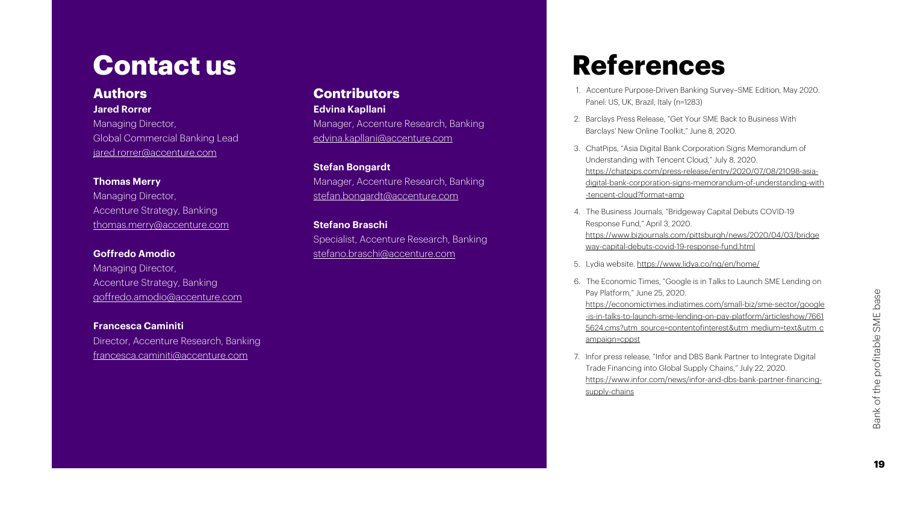# Contact us

## Authors

**Jared Rorrer**
Managing Director,
Global Commercial Banking Lead
jared.rorrer@accenture.com

**Thomas Merry**
Managing Director,
Accenture Strategy, Banking
thomas.merry@accenture.com

**Goffredo Amodio**
Managing Director,
Accenture Strategy, Banking
goffredo.amodio@accenture.com

**Francesca Caminiti**
Director, Accenture Research, Banking
francesca.caminiti@accenture.com

## Contributors

**Edvina Kapllani**
Manager, Accenture Research, Banking
edvina.kapllani@accenture.com

**Stefan Bongardt**
Manager, Accenture Research, Banking
stefan.bongardt@accenture.com

**Stefano Braschi**
Specialist, Accenture Research, Banking
stefano.braschi@accenture.com

# References

1. Accenture Purpose-Driven Banking Survey–SME Edition, May 2020. Panel: US, UK, Brazil, Italy (n=1283)
2. Barclays Press Release, "Get Your SME Back to Business With Barclays' New Online Toolkit," June 8, 2020.
3. ChatPips, "Asia Digital Bank Corporation Signs Memorandum of Understanding with Tencent Cloud," July 8, 2020. https://chatpips.com/press-release/entry/2020/07/08/21098-asia-digital-bank-corporation-signs-memorandum-of-understanding-with-tencent-cloud?format=amp
4. The Business Journals, "Bridgeway Capital Debuts COVID-19 Response Fund," April 3, 2020. https://www.bizjournals.com/pittsburgh/news/2020/04/03/bridgeway-capital-debuts-covid-19-response-fund.html
5. Lydia website. https://www.lidya.co/ng/en/home/
6. The Economic Times, "Google is in Talks to Launch SME Lending on Pay Platform," June 25, 2020. https://economictimes.indiatimes.com/small-biz/sme-sector/google-is-in-talks-to-launch-sme-lending-on-pay-platform/articleshow/76615624.cms?utm_source=contentofinterest&utm_medium=text&utm_campaign=cppst
7. Infor press release, "Infor and DBS Bank Partner to Integrate Digital Trade Financing into Global Supply Chains," July 22, 2020. https://www.infor.com/news/infor-and-dbs-bank-partner-financing-supply-chains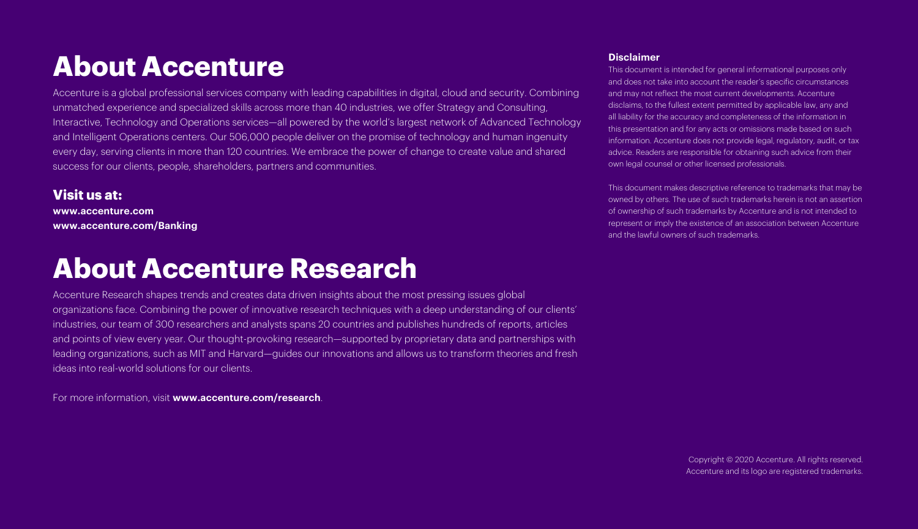# About Accenture

Accenture is a global professional services company with leading capabilities in digital, cloud and security. Combining unmatched experience and specialized skills across more than 40 industries, we offer Strategy and Consulting, Interactive, Technology and Operations services—all powered by the world's largest network of Advanced Technology and Intelligent Operations centers. Our 506,000 people deliver on the promise of technology and human ingenuity every day, serving clients in more than 120 countries. We embrace the power of change to create value and shared success for our clients, people, shareholders, partners and communities.

**Visit us at:**
**www.accenture.com**
**www.accenture.com/Banking**

# About Accenture Research

Accenture Research shapes trends and creates data driven insights about the most pressing issues global organizations face. Combining the power of innovative research techniques with a deep understanding of our clients' industries, our team of 300 researchers and analysts spans 20 countries and publishes hundreds of reports, articles and points of view every year. Our thought-provoking research—supported by proprietary data and partnerships with leading organizations, such as MIT and Harvard—guides our innovations and allows us to transform theories and fresh ideas into real-world solutions for our clients.

For more information, visit **www.accenture.com/research**.

**Disclaimer**

This document is intended for general informational purposes only and does not take into account the reader's specific circumstances and may not reflect the most current developments. Accenture disclaims, to the fullest extent permitted by applicable law, any and all liability for the accuracy and completeness of the information in this presentation and for any acts or omissions made based on such information. Accenture does not provide legal, regulatory, audit, or tax advice. Readers are responsible for obtaining such advice from their own legal counsel or other licensed professionals.

This document makes descriptive reference to trademarks that may be owned by others. The use of such trademarks herein is not an assertion of ownership of such trademarks by Accenture and is not intended to represent or imply the existence of an association between Accenture and the lawful owners of such trademarks.

Copyright © 2020 Accenture. All rights reserved.
Accenture and its logo are registered trademarks.